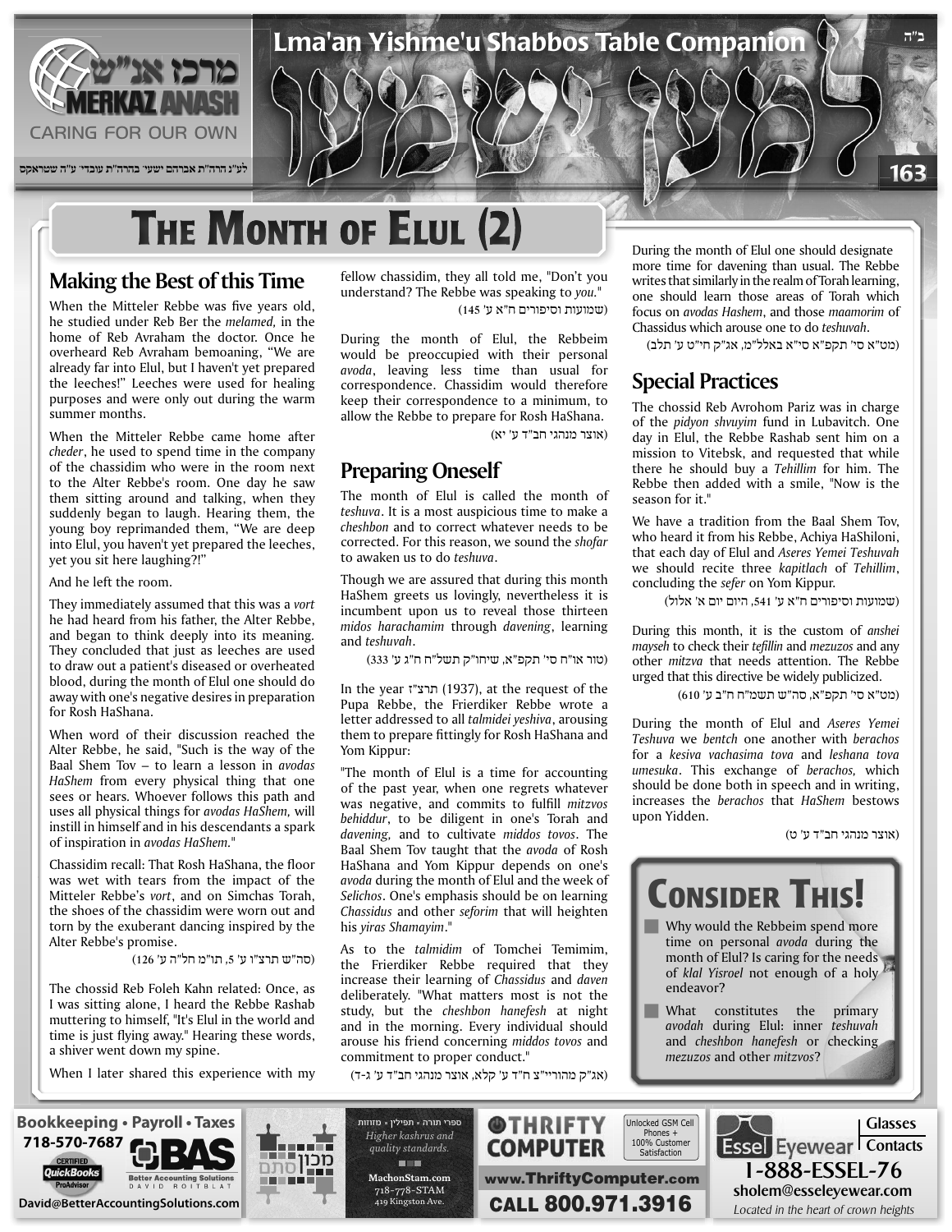# The Month of Elul (2)

## Making the Best of this Time

When the Mitteler Rebbe was five years old, he studied under Reb Ber the *melamed,* in the home of Reb Avraham the doctor. Once he overheard Reb Avraham bemoaning, "We are already far into Elul, but I haven't yet prepared the leeches!" Leeches were used for healing purposes and were only out during the warm summer months.

When the Mitteler Rebbe came home after *cheder*, he used to spend time in the company of the chassidim who were in the room next to the Alter Rebbe's room. One day he saw them sitting around and talking, when they suddenly began to laugh. Hearing them, the young boy reprimanded them, "We are deep into Elul, you haven't yet prepared the leeches, yet you sit here laughing?!"

And he left the room.

They immediately assumed that this was a *vort* he had heard from his father, the Alter Rebbe, and began to think deeply into its meaning. They concluded that just as leeches are used to draw out a patient's diseased or overheated blood, during the month of Elul one should do away with one's negative desires in preparation for Rosh HaShana.

When word of their discussion reached the Alter Rebbe, he said, "Such is the way of the Baal Shem Tov – to learn a lesson in *avodas HaShem* from every physical thing that one sees or hears. Whoever follows this path and uses all physical things for *avodas HaShem,* will instill in himself and in his descendants a spark of inspiration in *avodas HaShem.*"

Chassidim recall: That Rosh HaShana, the floor was wet with tears from the impact of the Mitteler Rebbe's *vort*, and on Simchas Torah, the shoes of the chassidim were worn out and torn by the exuberant dancing inspired by the Alter Rebbe's promise.

(סה"ש תרצ"ו ע' 5, תו"מ חל"ה ע' 126)

The chossid Reb Foleh Kahn related: Once, as I was sitting alone, I heard the Rebbe Rashab muttering to himself, "It's Elul in the world and time is just flying away." Hearing these words, a shiver went down my spine.

When I later shared this experience with my fellow chassidim, they all told me, "Don't you understand? The Rebbe was speaking to *you.*"

(שמועות וסיפורים ח"א ע' 145)

During the month of Elul, the Rebbeim would be preoccupied with their personal *avoda*, leaving less time than usual for correspondence. Chassidim would therefore keep their correspondence to a minimum, to allow the Rebbe to prepare for Rosh HaShana.

(אוצר מנהגי חב"ד ע' יא)

## Preparing Oneself

The month of Elul is called the month of *teshuva*. It is a most auspicious time to make a *cheshbon* and to correct whatever needs to be corrected. For this reason, we sound the *shofar* to awaken us to do *teshuva*.

Though we are assured that during this month HaShem greets us lovingly, nevertheless it is incumbent upon us to reveal those thirteen *midos harachamim* through *davening*, learning and *teshuvah*.

(טור או"ח סי' תקפ"א, שיחו"ק תשל"ח ח"ג ע' 333)

In the year תרצ"ז (1937), at the request of the Pupa Rebbe, the Frierdiker Rebbe wrote a letter addressed to all *talmidei yeshiva*, arousing them to prepare fittingly for Rosh HaShana and Yom Kippur:

"The month of Elul is a time for accounting of the past year, when one regrets whatever was negative, and commits to fulfill *mitzvos behiddur*, to be diligent in one's Torah and *davening,* and to cultivate *middos tovos*. The Baal Shem Tov taught that the *avoda* of Rosh HaShana and Yom Kippur depends on one's *avoda* during the month of Elul and the week of *Selichos*. One's emphasis should be on learning *Chassidus* and other *seforim* that will heighten his *yiras Shamayim*."

As to the *talmidim* of Tomchei Temimim, the Frierdiker Rebbe required that they increase their learning of *Chassidus* and *daven* deliberately. "What matters most is not the study, but the *cheshbon hanefesh* at night and in the morning. Every individual should arouse his friend concerning *middos tovos* and commitment to proper conduct."

(אג"ק מהוריי"צ ח"ד ע' קלא, אוצר מנהגי חב"ד ע' ג-ד)

During the month of Elul one should designate more time for davening than usual. The Rebbe writes that similarly in the realm of Torah learning, one should learn those areas of Torah which focus on *avodas Hashem*, and those *maamorim* of Chassidus which arouse one to do *teshuvah*.

(מט"א סי' תקפ"א סי"א באלל"מ, אג"ק חי"ט ע' תלב)

## Special Practices

The chossid Reb Avrohom Pariz was in charge of the *pidyon shvuyim* fund in Lubavitch. One day in Elul, the Rebbe Rashab sent him on a mission to Vitebsk, and requested that while there he should buy a *Tehillim* for him. The Rebbe then added with a smile, "Now is the season for it."

We have a tradition from the Baal Shem Tov, who heard it from his Rebbe, Achiya HaShiloni, that each day of Elul and *Aseres Yemei Teshuvah* we should recite three *kapitlach* of *Tehillim*, concluding the *sefer* on Yom Kippur.

(שמועות וסיפורים ח"א ע' 541, היום יום א' אלול)

During this month, it is the custom of *anshei mayseh* to check their *tefillin* and *mezuzos* and any other *mitzva* that needs attention. The Rebbe urged that this directive be widely publicized.

(מט"א סי' תקפ"א, סה"ש תשמ"ח ח"ב ע' 610)

During the month of Elul and *Aseres Yemei Teshuva* we *bentch* one another with *berachos* for a *kesiva vachasima tova* and *leshana tova umesuka*. This exchange of *berachos,* which should be done both in speech and in writing, increases the *berachos* that *HaShem* bestows upon Yidden.

(אוצר מנהגי חב"ד ע' ט)

## Consider This!

- Why would the Rebbeim spend more time on personal *avoda* during the month of Elul? Is caring for the needs of *klal Yisroel* not enough of a holy endeavor?
- What constitutes the primary *avodah* during Elul: inner *teshuvah* and *cheshbon hanefesh* or checking *mezuzos* and other *mitzvos*?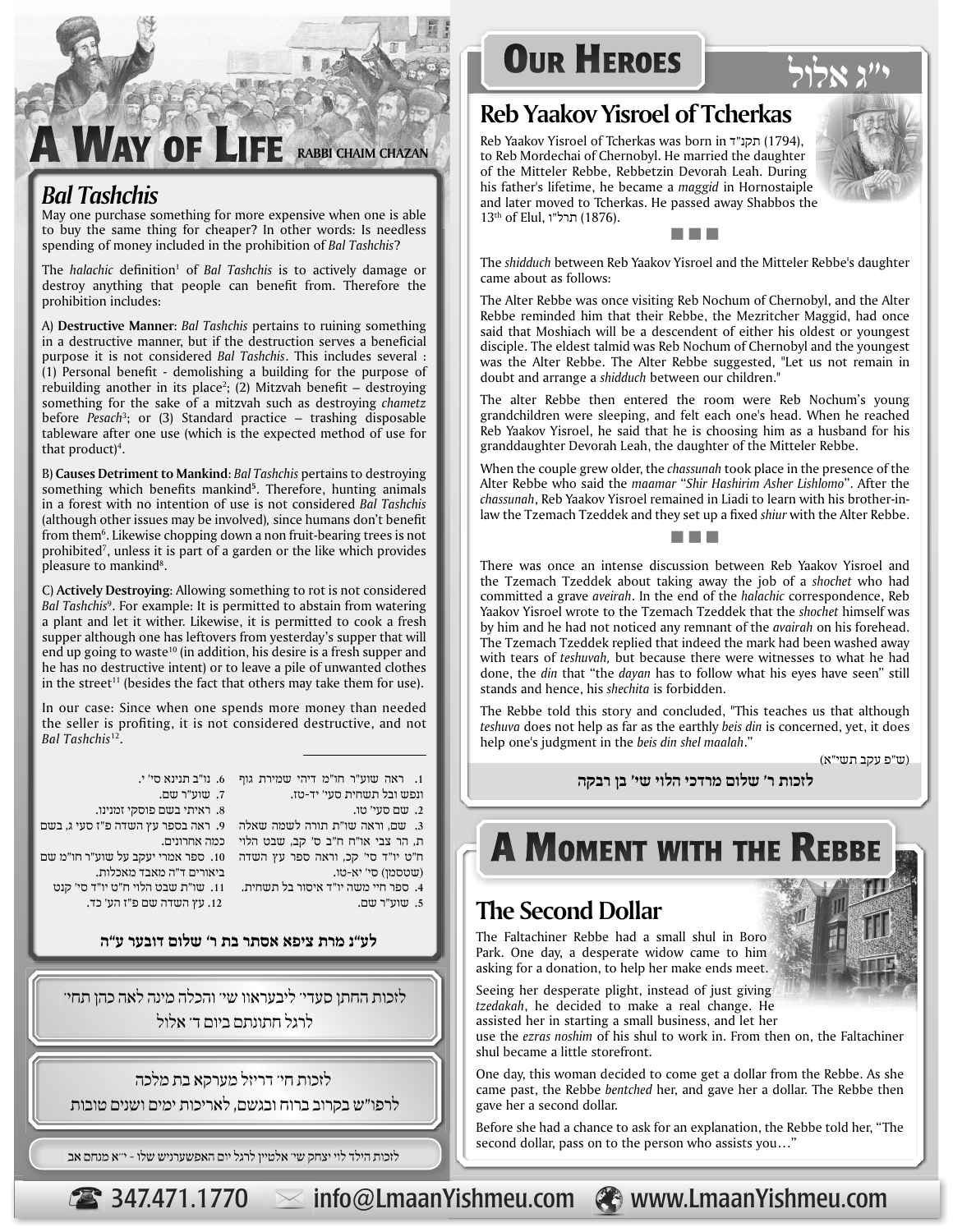# A Way of Life

RABBI CHAIM CHAZAN

## Bal Tashchis

May one purchase something for more expensive when one is able to buy the same thing for cheaper? In other words: Is needless spending of money included in the prohibition of *Bal Tashchis*?

The *halachic* definition[1] of *Bal Tashchis* is to actively damage or destroy anything that people can benefit from. Therefore the prohibition includes:

A) **Destructive Manner**: *Bal Tashchis* pertains to ruining something in a destructive manner, but if the destruction serves a beneficial purpose it is not considered *Bal Tashchis*. This includes several : (1) Personal benefit - demolishing a building for the purpose of rebuilding another in its place[2]; (2) Mitzvah benefit – destroying something for the sake of a mitzvah such as destroying *chametz* before *Pesach*[3]; or (3) Standard practice – trashing disposable tableware after one use (which is the expected method of use for that product)[4].

B) **Causes Detriment to Mankind**: *Bal Tashchis* pertains to destroying something which benefits mankind[5]. Therefore, hunting animals in a forest with no intention of use is not considered *Bal Tashchis* (although other issues may be involved), since humans don't benefit from them[6]. Likewise chopping down a non fruit-bearing trees is not prohibited[7], unless it is part of a garden or the like which provides pleasure to mankind[8].

C) **Actively Destroying**: Allowing something to rot is not considered *Bal Tashchis*[9]. For example: It is permitted to abstain from watering a plant and let it wither. Likewise, it is permitted to cook a fresh supper although one has leftovers from yesterday's supper that will end up going to waste[10] (in addition, his desire is a fresh supper and he has no destructive intent) or to leave a pile of unwanted clothes in the street[11] (besides the fact that others may take them for use).

In our case: Since when one spends more money than needed the seller is profiting, it is not considered destructive, and not *Bal Tashchis*[12].

1. ראה שוע"ר חו"מ דיני שמירת גוף ונפש ובל תשחית סעי' יד-טז.
2. שם סעי' טו.
3. שם, וראה שו"ת תורה לשמה שאלה ת, הר צבי או"ח ח"ב ס' קב, שבט הלוי ח"ט יו"ד סי' קב, וראה ספר עץ השדה (שטסמן) סי' יא-טו.
4. ספר חיי משה יו"ד איסור בל תשחית.
5. שוע"ר שם.
6. נו"ב תנינא סי' י.
7. שוע"ר שם.
8. ראיתי בשם פוסקי זמנינו.
9. ראה בספר עץ השדה פ"ז סעי' ג, בשם כמה אחרונים.
10. ספר אמרי יעקב על שוע"ר חו"מ שם ביאורים ד"ה מאבד מאכלות.
11. שו"ת שבט הלוי ח"ט יו"ד סי' קנט
12. עץ השדה שם פ"ז הע' כד.

לע"נ מרת ציפא אסתר בת ר' שלום דובער ע"ה

לזכות החתן סעדי' ליבערוואו שי' והכלה מינה לאה כהן תחי' לרגל חתונתם ביום ד' אלול

לזכות חי' דריזל מערקא בת מלכה
לרפו"ש בקרוב ברוח ובגשם, לאריכות ימים ושנים טובות

לזכות הילד לוי יצחק שי' אלטיין לרגל יום האפשערניש שלו - י"א מנחם אב

# Our Heroes

י"ג אלול

## Reb Yaakov Yisroel of Tcherkas

Reb Yaakov Yisroel of Tcherkas was born in תקנ"ד (1794), to Reb Mordechai of Chernobyl. He married the daughter of the Mitteler Rebbe, Rebbetzin Devorah Leah. During his father's lifetime, he became a *maggid* in Hornostaiple and later moved to Tcherkas. He passed away Shabbos the 13th of Elul, תרל"ו (1876).

■ ■ ■

The *shidduch* between Reb Yaakov Yisroel and the Mitteler Rebbe's daughter came about as follows:

The Alter Rebbe was once visiting Reb Nochum of Chernobyl, and the Alter Rebbe reminded him that their Rebbe, the Mezritcher Maggid, had once said that Moshiach will be a descendent of either his oldest or youngest disciple. The eldest talmid was Reb Nochum of Chernobyl and the youngest was the Alter Rebbe. The Alter Rebbe suggested, "Let us not remain in doubt and arrange a *shidduch* between our children."

The alter Rebbe then entered the room were Reb Nochum's young grandchildren were sleeping, and felt each one's head. When he reached Reb Yaakov Yisroel, he said that he is choosing him as a husband for his granddaughter Devorah Leah, the daughter of the Mitteler Rebbe.

When the couple grew older, the *chassunah* took place in the presence of the Alter Rebbe who said the *maamar* "*Shir Hashirim Asher Lishlomo*". After the *chassunah*, Reb Yaakov Yisroel remained in Liadi to learn with his brother-in-law the Tzemach Tzeddek and they set up a fixed *shiur* with the Alter Rebbe.

■ ■ ■

There was once an intense discussion between Reb Yaakov Yisroel and the Tzemach Tzeddek about taking away the job of a *shochet* who had committed a grave *aveirah*. In the end of the *halachic* correspondence, Reb Yaakov Yisroel wrote to the Tzemach Tzeddek that the *shochet* himself was by him and he had not noticed any remnant of the *avairah* on his forehead. The Tzemach Tzeddek replied that indeed the mark had been washed away with tears of *teshuvah,* but because there were witnesses to what he had done, the *din* that "the *dayan* has to follow what his eyes have seen" still stands and hence, his *shechita* is forbidden.

The Rebbe told this story and concluded, "This teaches us that although *teshuva* does not help as far as the earthly *beis din* is concerned, yet, it does help one's judgment in the *beis din shel maalah*."

(ש"פ עקב תשי"א)

לזכות ר' שלום מרדכי הלוי שי' בן רבקה

# A Moment with the Rebbe

## The Second Dollar

The Faltachiner Rebbe had a small shul in Boro Park. One day, a desperate widow came to him asking for a donation, to help her make ends meet.

Seeing her desperate plight, instead of just giving *tzedakah*, he decided to make a real change. He assisted her in starting a small business, and let her use the *ezras noshim* of his shul to work in. From then on, the Faltachiner shul became a little storefront.

One day, this woman decided to come get a dollar from the Rebbe. As she came past, the Rebbe *bentched* her, and gave her a dollar. The Rebbe then gave her a second dollar.

Before she had a chance to ask for an explanation, the Rebbe told her, "The second dollar, pass on to the person who assists you…"

347.471.1770 info@LmaanYishmeu.com www.LmaanYishmeu.com